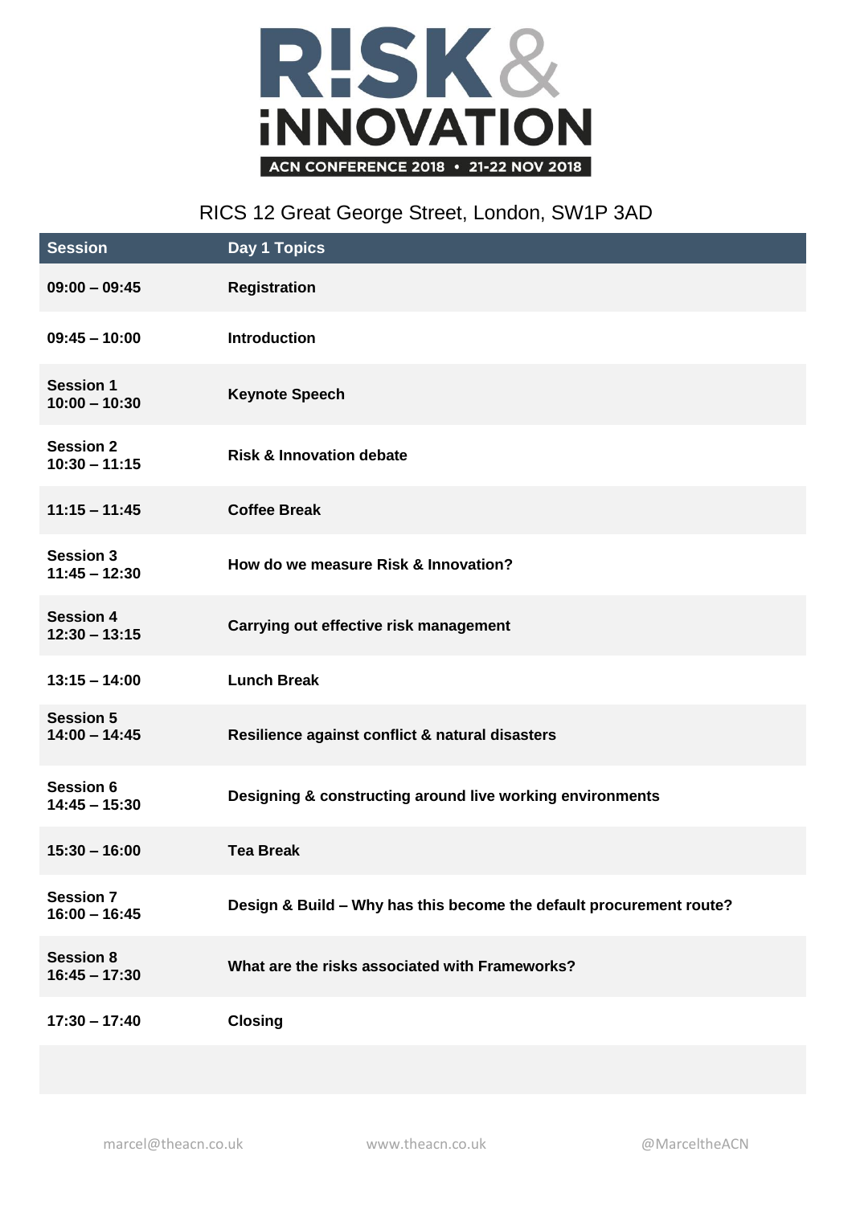# RISK & INNOVATION

**ACN CONFERENCE 2018 • 21-22 NOV 2018**

RICS 12 Great George Street, London, SW1P 3AD

| Session | Day 1 Topics |
|---|---|
| **09:00 – 09:45** | **Registration** |
| **09:45 – 10:00** | **Introduction** |
| **Session 1 10:00 – 10:30** | **Keynote Speech** |
| **Session 2 10:30 – 11:15** | **Risk & Innovation debate** |
| **11:15 – 11:45** | **Coffee Break** |
| **Session 3 11:45 – 12:30** | **How do we measure Risk & Innovation?** |
| **Session 4 12:30 – 13:15** | **Carrying out effective risk management** |
| **13:15 – 14:00** | **Lunch Break** |
| **Session 5 14:00 – 14:45** | **Resilience against conflict & natural disasters** |
| **Session 6 14:45 – 15:30** | **Designing & constructing around live working environments** |
| **15:30 – 16:00** | **Tea Break** |
| **Session 7 16:00 – 16:45** | **Design & Build – Why has this become the default procurement route?** |
| **Session 8 16:45 – 17:30** | **What are the risks associated with Frameworks?** |
| **17:30 – 17:40** | **Closing** |

marcel@theacn.co.uk www.theacn.co.uk @MarceltheACN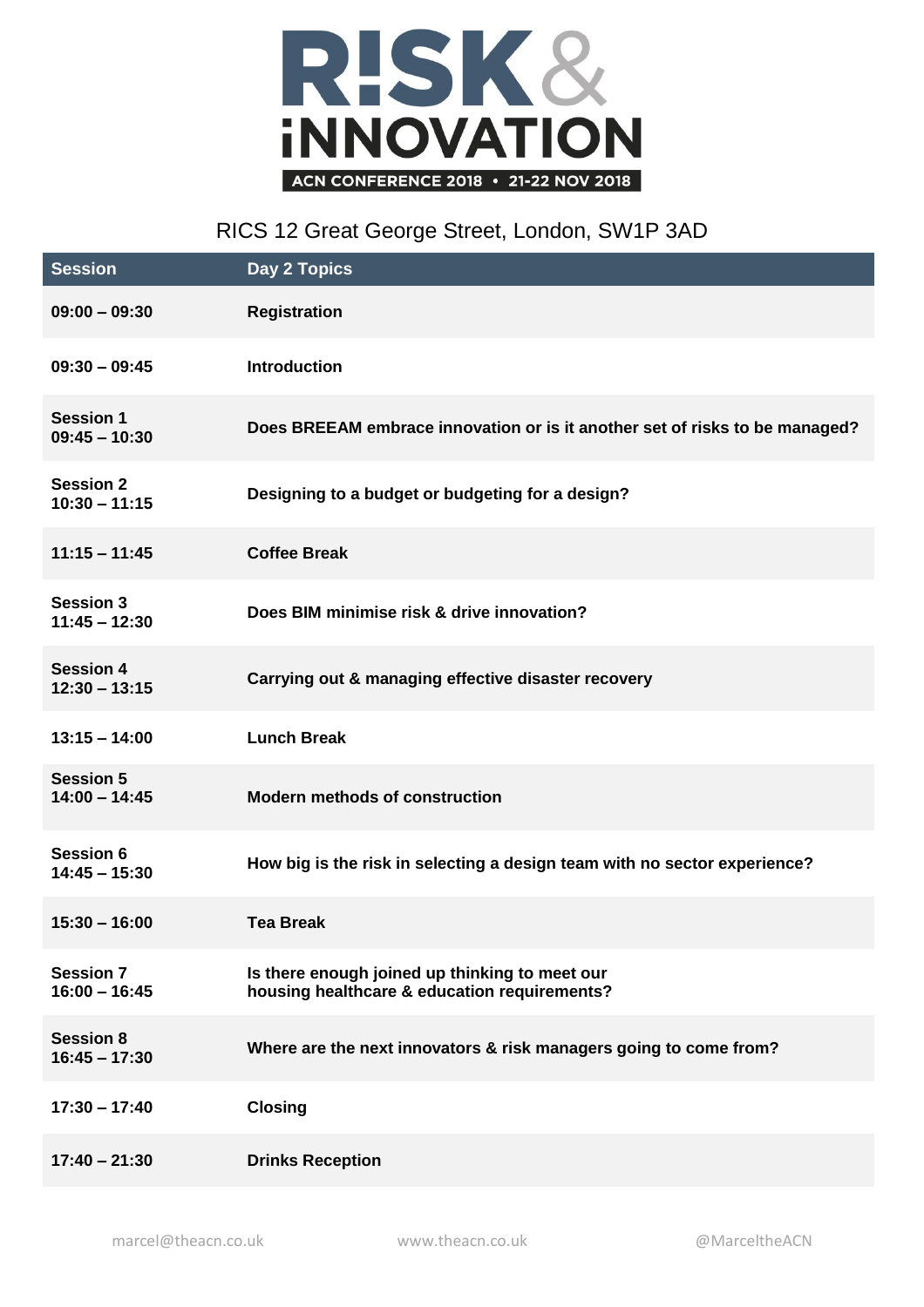# R!SK & iNNOVATION

ACN CONFERENCE 2018 • 21-22 NOV 2018

RICS 12 Great George Street, London, SW1P 3AD

| Session | Day 2 Topics |
|---|---|
| **09:00 – 09:30** | **Registration** |
| **09:30 – 09:45** | **Introduction** |
| **Session 1 09:45 – 10:30** | **Does BREEAM embrace innovation or is it another set of risks to be managed?** |
| **Session 2 10:30 – 11:15** | **Designing to a budget or budgeting for a design?** |
| **11:15 – 11:45** | **Coffee Break** |
| **Session 3 11:45 – 12:30** | **Does BIM minimise risk & drive innovation?** |
| **Session 4 12:30 – 13:15** | **Carrying out & managing effective disaster recovery** |
| **13:15 – 14:00** | **Lunch Break** |
| **Session 5 14:00 – 14:45** | **Modern methods of construction** |
| **Session 6 14:45 – 15:30** | **How big is the risk in selecting a design team with no sector experience?** |
| **15:30 – 16:00** | **Tea Break** |
| **Session 7 16:00 – 16:45** | **Is there enough joined up thinking to meet our housing healthcare & education requirements?** |
| **Session 8 16:45 – 17:30** | **Where are the next innovators & risk managers going to come from?** |
| **17:30 – 17:40** | **Closing** |
| **17:40 – 21:30** | **Drinks Reception** |

marcel@theacn.co.uk www.theacn.co.uk @MarceltheACN